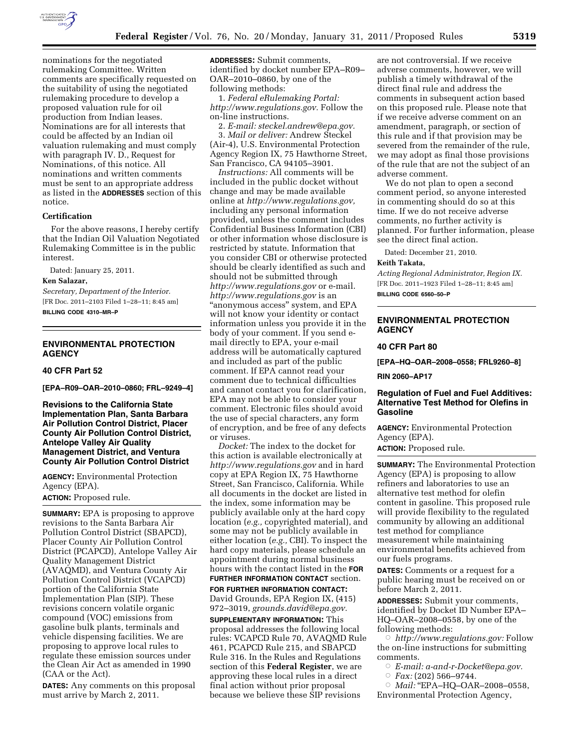nominations for the negotiated rulemaking Committee. Written comments are specifically requested on the suitability of using the negotiated rulemaking procedure to develop a proposed valuation rule for oil production from Indian leases. Nominations are for all interests that could be affected by an Indian oil valuation rulemaking and must comply with paragraph IV. D., Request for Nominations, of this notice. All nominations and written comments must be sent to an appropriate address as listed in the **ADDRESSES** section of this notice.

**Certification**

For the above reasons, I hereby certify that the Indian Oil Valuation Negotiated Rulemaking Committee is in the public interest.

Dated: January 25, 2011.

**Ken Salazar,**

*Secretary, Department of the Interior.*

[FR Doc. 2011–2103 Filed 1–28–11; 8:45 am]

**BILLING CODE 4310–MR–P**

---

## ENVIRONMENTAL PROTECTION AGENCY

### 40 CFR Part 52

**[EPA–R09–OAR–2010–0860; FRL–9249–4]**

### Revisions to the California State Implementation Plan, Santa Barbara Air Pollution Control District, Placer County Air Pollution Control District, Antelope Valley Air Quality Management District, and Ventura County Air Pollution Control District

**AGENCY:** Environmental Protection Agency (EPA).

**ACTION:** Proposed rule.

**SUMMARY:** EPA is proposing to approve revisions to the Santa Barbara Air Pollution Control District (SBAPCD), Placer County Air Pollution Control District (PCAPCD), Antelope Valley Air Quality Management District (AVAQMD), and Ventura County Air Pollution Control District (VCAPCD) portion of the California State Implementation Plan (SIP). These revisions concern volatile organic compound (VOC) emissions from gasoline bulk plants, terminals and vehicle dispensing facilities. We are proposing to approve local rules to regulate these emission sources under the Clean Air Act as amended in 1990 (CAA or the Act).

**DATES:** Any comments on this proposal must arrive by March 2, 2011.

**ADDRESSES:** Submit comments, identified by docket number EPA–R09–OAR–2010–0860, by one of the following methods:

1. *Federal eRulemaking Portal: http://www.regulations.gov.* Follow the on-line instructions.
2. *E-mail: steckel.andrew@epa.gov.*
3. *Mail or deliver:* Andrew Steckel (Air-4), U.S. Environmental Protection Agency Region IX, 75 Hawthorne Street, San Francisco, CA 94105–3901.

*Instructions:* All comments will be included in the public docket without change and may be made available online at *http://www.regulations.gov,* including any personal information provided, unless the comment includes Confidential Business Information (CBI) or other information whose disclosure is restricted by statute. Information that you consider CBI or otherwise protected should be clearly identified as such and should not be submitted through *http://www.regulations.gov* or e-mail. *http://www.regulations.gov* is an "anonymous access" system, and EPA will not know your identity or contact information unless you provide it in the body of your comment. If you send e-mail directly to EPA, your e-mail address will be automatically captured and included as part of the public comment. If EPA cannot read your comment due to technical difficulties and cannot contact you for clarification, EPA may not be able to consider your comment. Electronic files should avoid the use of special characters, any form of encryption, and be free of any defects or viruses.

*Docket:* The index to the docket for this action is available electronically at *http://www.regulations.gov* and in hard copy at EPA Region IX, 75 Hawthorne Street, San Francisco, California. While all documents in the docket are listed in the index, some information may be publicly available only at the hard copy location (*e.g.,* copyrighted material), and some may not be publicly available in either location (*e.g.,* CBI). To inspect the hard copy materials, please schedule an appointment during normal business hours with the contact listed in the **FOR FURTHER INFORMATION CONTACT** section.

**FOR FURTHER INFORMATION CONTACT:** David Grounds, EPA Region IX, (415) 972–3019, *grounds.david@epa.gov.*

**SUPPLEMENTARY INFORMATION:** This proposal addresses the following local rules: VCAPCD Rule 70, AVAQMD Rule 461, PCAPCD Rule 215, and SBAPCD Rule 316. In the Rules and Regulations section of this **Federal Register**, we are approving these local rules in a direct final action without prior proposal because we believe these SIP revisions are not controversial. If we receive adverse comments, however, we will publish a timely withdrawal of the direct final rule and address the comments in subsequent action based on this proposed rule. Please note that if we receive adverse comment on an amendment, paragraph, or section of this rule and if that provision may be severed from the remainder of the rule, we may adopt as final those provisions of the rule that are not the subject of an adverse comment.

We do not plan to open a second comment period, so anyone interested in commenting should do so at this time. If we do not receive adverse comments, no further activity is planned. For further information, please see the direct final action.

Dated: December 21, 2010.

**Keith Takata,**

*Acting Regional Administrator, Region IX.*

[FR Doc. 2011–1923 Filed 1–28–11; 8:45 am]

**BILLING CODE 6560–50–P**

---

## ENVIRONMENTAL PROTECTION AGENCY

### 40 CFR Part 80

**[EPA–HQ–OAR–2008–0558; FRL9260–8]**

**RIN 2060–AP17**

### Regulation of Fuel and Fuel Additives: Alternative Test Method for Olefins in Gasoline

**AGENCY:** Environmental Protection Agency (EPA).

**ACTION:** Proposed rule.

**SUMMARY:** The Environmental Protection Agency (EPA) is proposing to allow refiners and laboratories to use an alternative test method for olefin content in gasoline. This proposed rule will provide flexibility to the regulated community by allowing an additional test method for compliance measurement while maintaining environmental benefits achieved from our fuels programs.

**DATES:** Comments or a request for a public hearing must be received on or before March 2, 2011.

**ADDRESSES:** Submit your comments, identified by Docket ID Number EPA–HQ–OAR–2008–0558, by one of the following methods:

- *http://www.regulations.gov:* Follow the on-line instructions for submitting comments.
- *E-mail: a-and-r-Docket@epa.gov.*
- *Fax:* (202) 566–9744.
- *Mail:* "EPA–HQ–OAR–2008–0558, Environmental Protection Agency,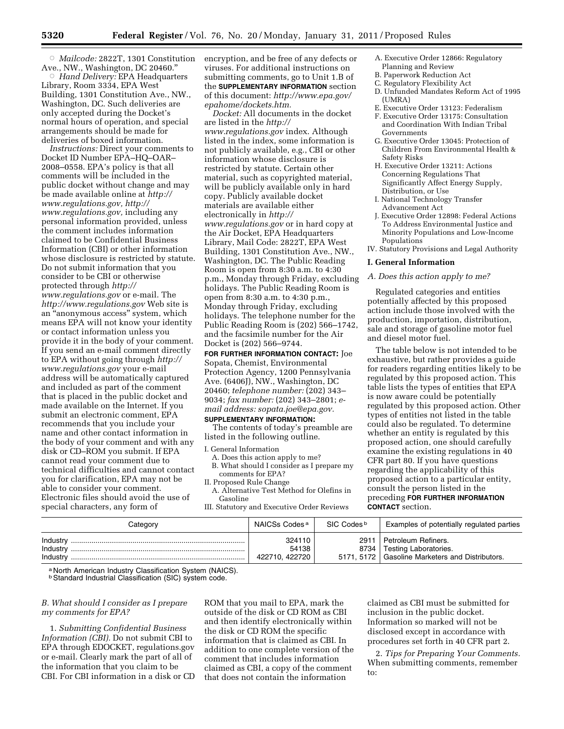○ *Mailcode:* 2822T, 1301 Constitution Ave., NW., Washington, DC 20460."

○ *Hand Delivery:* EPA Headquarters Library, Room 3334, EPA West Building, 1301 Constitution Ave., NW., Washington, DC. Such deliveries are only accepted during the Docket's normal hours of operation, and special arrangements should be made for deliveries of boxed information.

*Instructions:* Direct your comments to Docket ID Number EPA–HQ–OAR–2008–0558. EPA's policy is that all comments will be included in the public docket without change and may be made available online at *http://www.regulations.gov, http://www.regulations.gov,* including any personal information provided, unless the comment includes information claimed to be Confidential Business Information (CBI) or other information whose disclosure is restricted by statute. Do not submit information that you consider to be CBI or otherwise protected through *http://www.regulations.gov* or e-mail. The *http://www.regulations.gov* Web site is an "anonymous access" system, which means EPA will not know your identity or contact information unless you provide it in the body of your comment. If you send an e-mail comment directly to EPA without going through *http://www.regulations.gov* your e-mail address will be automatically captured and included as part of the comment that is placed in the public docket and made available on the Internet. If you submit an electronic comment, EPA recommends that you include your name and other contact information in the body of your comment and with any disk or CD–ROM you submit. If EPA cannot read your comment due to technical difficulties and cannot contact you for clarification, EPA may not be able to consider your comment. Electronic files should avoid the use of special characters, any form of encryption, and be free of any defects or viruses. For additional instructions on submitting comments, go to Unit 1.B of the **SUPPLEMENTARY INFORMATION** section of this document: *http://www.epa.gov/epahome/dockets.htm.*

*Docket:* All documents in the docket are listed in the *http://www.regulations.gov* index. Although listed in the index, some information is not publicly available, e.g., CBI or other information whose disclosure is restricted by statute. Certain other material, such as copyrighted material, will be publicly available only in hard copy. Publicly available docket materials are available either electronically in *http://www.regulations.gov* or in hard copy at the Air Docket, EPA Headquarters Library, Mail Code: 2822T, EPA West Building, 1301 Constitution Ave., NW., Washington, DC. The Public Reading Room is open from 8:30 a.m. to 4:30 p.m., Monday through Friday, excluding holidays. The Public Reading Room is open from 8:30 a.m. to 4:30 p.m., Monday through Friday, excluding holidays. The telephone number for the Public Reading Room is (202) 566–1742, and the facsimile number for the Air Docket is (202) 566–9744.

**FOR FURTHER INFORMATION CONTACT:** Joe Sopata, Chemist, Environmental Protection Agency, 1200 Pennsylvania Ave. (6406J), NW., Washington, DC 20460; *telephone number:* (202) 343–9034; *fax number:* (202) 343–2801; *e-mail address: sopata.joe@epa.gov.*

**SUPPLEMENTARY INFORMATION:**

The contents of today's preamble are listed in the following outline.

I. General Information
  A. Does this action apply to me?
  B. What should I consider as I prepare my comments for EPA?
II. Proposed Rule Change
  A. Alternative Test Method for Olefins in Gasoline
III. Statutory and Executive Order Reviews
  A. Executive Order 12866: Regulatory Planning and Review
  B. Paperwork Reduction Act
  C. Regulatory Flexibility Act
  D. Unfunded Mandates Reform Act of 1995 (UMRA)
  E. Executive Order 13123: Federalism
  F. Executive Order 13175: Consultation and Coordination With Indian Tribal Governments
  G. Executive Order 13045: Protection of Children From Environmental Health & Safety Risks
  H. Executive Order 13211: Actions Concerning Regulations That Significantly Affect Energy Supply, Distribution, or Use
  I. National Technology Transfer Advancement Act
  J. Executive Order 12898: Federal Actions To Address Environmental Justice and Minority Populations and Low-Income Populations
IV. Statutory Provisions and Legal Authority

## I. General Information

### *A. Does this action apply to me?*

Regulated categories and entities potentially affected by this proposed action include those involved with the production, importation, distribution, sale and storage of gasoline motor fuel and diesel motor fuel.

The table below is not intended to be exhaustive, but rather provides a guide for readers regarding entities likely to be regulated by this proposed action. This table lists the types of entities that EPA is now aware could be potentially regulated by this proposed action. Other types of entities not listed in the table could also be regulated. To determine whether an entity is regulated by this proposed action, one should carefully examine the existing regulations in 40 CFR part 80. If you have questions regarding the applicability of this proposed action to a particular entity, consult the person listed in the preceding **FOR FURTHER INFORMATION CONTACT** section.

| Category | NAICSs Codes [a] | SIC Codes [b] | Examples of potentially regulated parties |
|---|---|---|---|
| Industry | 324110 | 2911 | Petroleum Refiners. |
| Industry | 54138 | 8734 | Testing Laboratories. |
| Industry | 422710, 422720 | 5171, 5172 | Gasoline Marketers and Distributors. |

[a] North American Industry Classification System (NAICS).
[b] Standard Industrial Classification (SIC) system code.

### *B. What should I consider as I prepare my comments for EPA?*

1. *Submitting Confidential Business Information (CBI).* Do not submit CBI to EPA through EDOCKET, regulations.gov or e-mail. Clearly mark the part of all of the information that you claim to be CBI. For CBI information in a disk or CD ROM that you mail to EPA, mark the outside of the disk or CD ROM as CBI and then identify electronically within the disk or CD ROM the specific information that is claimed as CBI. In addition to one complete version of the comment that includes information claimed as CBI, a copy of the comment that does not contain the information claimed as CBI must be submitted for inclusion in the public docket. Information so marked will not be disclosed except in accordance with procedures set forth in 40 CFR part 2.

2. *Tips for Preparing Your Comments.* When submitting comments, remember to: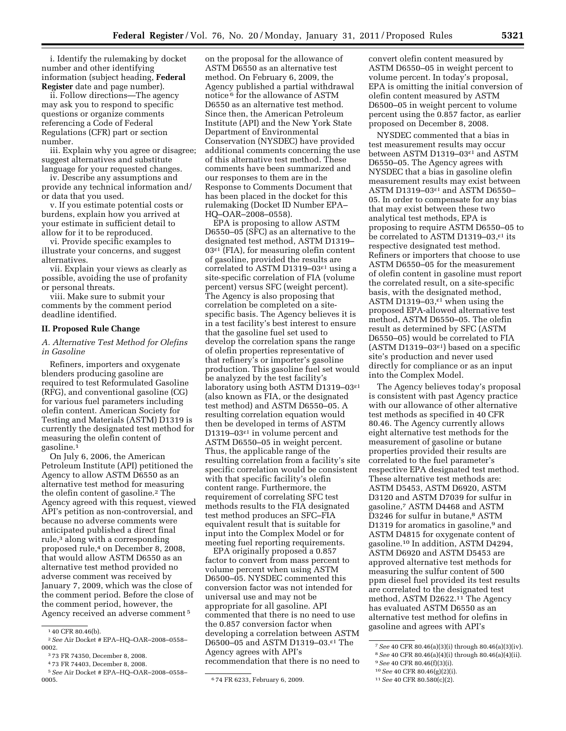i. Identify the rulemaking by docket number and other identifying information (subject heading, **Federal Register** date and page number).

ii. Follow directions—The agency may ask you to respond to specific questions or organize comments referencing a Code of Federal Regulations (CFR) part or section number.

iii. Explain why you agree or disagree; suggest alternatives and substitute language for your requested changes.

iv. Describe any assumptions and provide any technical information and/or data that you used.

v. If you estimate potential costs or burdens, explain how you arrived at your estimate in sufficient detail to allow for it to be reproduced.

vi. Provide specific examples to illustrate your concerns, and suggest alternatives.

vii. Explain your views as clearly as possible, avoiding the use of profanity or personal threats.

viii. Make sure to submit your comments by the comment period deadline identified.

## II. Proposed Rule Change

### *A. Alternative Test Method for Olefins in Gasoline*

Refiners, importers and oxygenate blenders producing gasoline are required to test Reformulated Gasoline (RFG), and conventional gasoline (CG) for various fuel parameters including olefin content. American Society for Testing and Materials (ASTM) D1319 is currently the designated test method for measuring the olefin content of gasoline.[1]

On July 6, 2006, the American Petroleum Institute (API) petitioned the Agency to allow ASTM D6550 as an alternative test method for measuring the olefin content of gasoline.[2] The Agency agreed with this request, viewed API's petition as non-controversial, and because no adverse comments were anticipated published a direct final rule,[3] along with a corresponding proposed rule,[4] on December 8, 2008, that would allow ASTM D6550 as an alternative test method provided no adverse comment was received by January 7, 2009, which was the close of the comment period. Before the close of the comment period, however, the Agency received an adverse comment[5] on the proposal for the allowance of ASTM D6550 as an alternative test method. On February 6, 2009, the Agency published a partial withdrawal notice[6] for the allowance of ASTM D6550 as an alternative test method. Since then, the American Petroleum Institute (API) and the New York State Department of Environmental Conservation (NYSDEC) have provided additional comments concerning the use of this alternative test method. These comments have been summarized and our responses to them are in the Response to Comments Document that has been placed in the docket for this rulemaking (Docket ID Number EPA–HQ–OAR–2008–0558).

EPA is proposing to allow ASTM D6550–05 (SFC) as an alternative to the designated test method, ASTM D1319–03$^{\varepsilon1}$ (FIA), for measuring olefin content of gasoline, provided the results are correlated to ASTM D1319–03$^{\varepsilon1}$ using a site-specific correlation of FIA (volume percent) versus SFC (weight percent). The Agency is also proposing that correlation be completed on a site-specific basis. The Agency believes it is in a test facility's best interest to ensure that the gasoline fuel set used to develop the correlation spans the range of olefin properties representative of that refinery's or importer's gasoline production. This gasoline fuel set would be analyzed by the test facility's laboratory using both ASTM D1319–03$^{\varepsilon1}$ (also known as FIA, or the designated test method) and ASTM D6550–05. A resulting correlation equation would then be developed in terms of ASTM D1319–03$^{\varepsilon1}$ in volume percent and ASTM D6550–05 in weight percent. Thus, the applicable range of the resulting correlation from a facility's site specific correlation would be consistent with that specific facility's olefin content range. Furthermore, the requirement of correlating SFC test methods results to the FIA designated test method produces an SFC–FIA equivalent result that is suitable for input into the Complex Model or for meeting fuel reporting requirements.

EPA originally proposed a 0.857 factor to convert from mass percent to volume percent when using ASTM D6500–05. NYSDEC commented this conversion factor was not intended for universal use and may not be appropriate for all gasoline. API commented that there is no need to use the 0.857 conversion factor when developing a correlation between ASTM D6500–05 and ASTM D1319–03.$^{\varepsilon1}$ The Agency agrees with API's recommendation that there is no need to convert olefin content measured by ASTM D6550–05 in weight percent to volume percent. In today's proposal, EPA is omitting the initial conversion of olefin content measured by ASTM D6500–05 in weight percent to volume percent using the 0.857 factor, as earlier proposed on December 8, 2008.

NYSDEC commented that a bias in test measurement results may occur between ASTM D1319–03$^{\varepsilon1}$ and ASTM D6550–05. The Agency agrees with NYSDEC that a bias in gasoline olefin measurement results may exist between ASTM D1319–03$^{\varepsilon1}$ and ASTM D6550–05. In order to compensate for any bias that may exist between these two analytical test methods, EPA is proposing to require ASTM D6550–05 to be correlated to ASTM D1319–03,$^{\varepsilon1}$ its respective designated test method. Refiners or importers that choose to use ASTM D6550–05 for the measurement of olefin content in gasoline must report the correlated result, on a site-specific basis, with the designated method, ASTM D1319–03,$^{\varepsilon1}$ when using the proposed EPA-allowed alternative test method, ASTM D6550–05. The olefin result as determined by SFC (ASTM D6550–05) would be correlated to FIA (ASTM D1319–03$^{\varepsilon1}$) based on a specific site's production and never used directly for compliance or as an input into the Complex Model.

The Agency believes today's proposal is consistent with past Agency practice with our allowance of other alternative test methods as specified in 40 CFR 80.46. The Agency currently allows eight alternative test methods for the measurement of gasoline or butane properties provided their results are correlated to the fuel parameter's respective EPA designated test method. These alternative test methods are: ASTM D5453, ASTM D6920, ASTM D3120 and ASTM D7039 for sulfur in gasoline,[7] ASTM D4468 and ASTM D3246 for sulfur in butane,[8] ASTM D1319 for aromatics in gasoline,[9] and ASTM D4815 for oxygenate content of gasoline.[10] In addition, ASTM D4294, ASTM D6920 and ASTM D5453 are approved alternative test methods for measuring the sulfur content of 500 ppm diesel fuel provided its test results are correlated to the designated test method, ASTM D2622.[11] The Agency has evaluated ASTM D6550 as an alternative test method for olefins in gasoline and agrees with API's

---

[1] 40 CFR 80.46(b).

[2] *See* Air Docket # EPA–HQ–OAR–2008–0558–0002.

[3] 73 FR 74350, December 8, 2008.

[4] 73 FR 74403, December 8, 2008.

[5] *See* Air Docket # EPA–HQ–OAR–2008–0558–0005.

[6] 74 FR 6233, February 6, 2009.

[7] *See* 40 CFR 80.46(a)(3)(i) through 80.46(a)(3)(iv).

[8] *See* 40 CFR 80.46(a)(4)(i) through 80.46(a)(4)(ii).

[9] *See* 40 CFR 80.46(f)(3)(i).

[10] *See* 40 CFR 80.46(g)(2)(i).

[11] *See* 40 CFR 80.580(c)(2).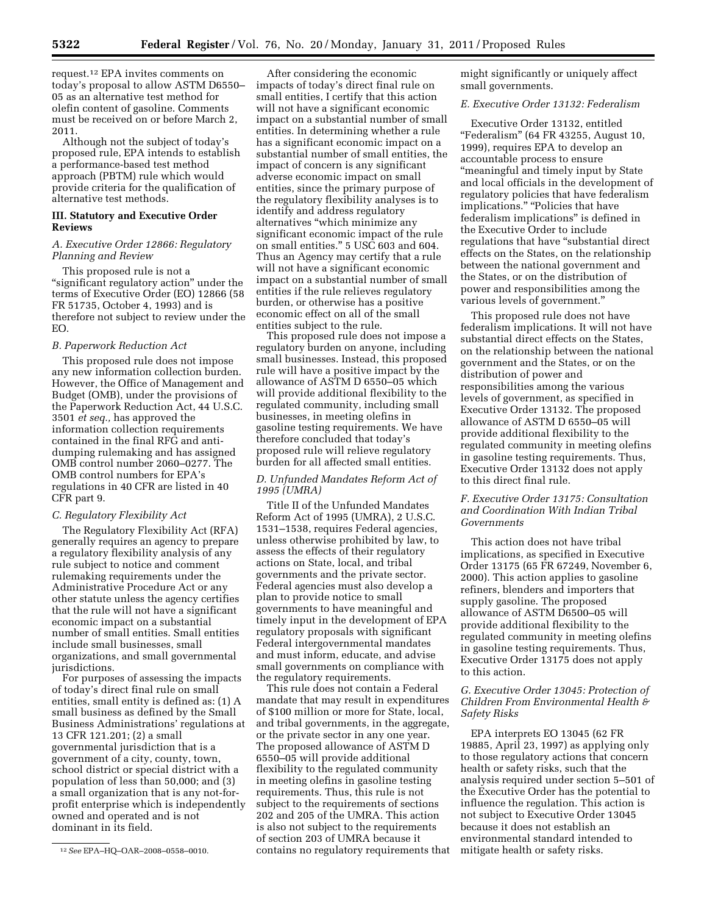request.[12] EPA invites comments on today's proposal to allow ASTM D6550–05 as an alternative test method for olefin content of gasoline. Comments must be received on or before March 2, 2011.

Although not the subject of today's proposed rule, EPA intends to establish a performance-based test method approach (PBTM) rule which would provide criteria for the qualification of alternative test methods.

## III. Statutory and Executive Order Reviews

### *A. Executive Order 12866: Regulatory Planning and Review*

This proposed rule is not a "significant regulatory action" under the terms of Executive Order (EO) 12866 (58 FR 51735, October 4, 1993) and is therefore not subject to review under the EO.

### *B. Paperwork Reduction Act*

This proposed rule does not impose any new information collection burden. However, the Office of Management and Budget (OMB), under the provisions of the Paperwork Reduction Act, 44 U.S.C. 3501 *et seq.,* has approved the information collection requirements contained in the final RFG and anti-dumping rulemaking and has assigned OMB control number 2060–0277. The OMB control numbers for EPA's regulations in 40 CFR are listed in 40 CFR part 9.

### *C. Regulatory Flexibility Act*

The Regulatory Flexibility Act (RFA) generally requires an agency to prepare a regulatory flexibility analysis of any rule subject to notice and comment rulemaking requirements under the Administrative Procedure Act or any other statute unless the agency certifies that the rule will not have a significant economic impact on a substantial number of small entities. Small entities include small businesses, small organizations, and small governmental jurisdictions.

For purposes of assessing the impacts of today's direct final rule on small entities, small entity is defined as: (1) A small business as defined by the Small Business Administrations' regulations at 13 CFR 121.201; (2) a small governmental jurisdiction that is a government of a city, county, town, school district or special district with a population of less than 50,000; and (3) a small organization that is any not-for-profit enterprise which is independently owned and operated and is not dominant in its field.

After considering the economic impacts of today's direct final rule on small entities, I certify that this action will not have a significant economic impact on a substantial number of small entities. In determining whether a rule has a significant economic impact on a substantial number of small entities, the impact of concern is any significant adverse economic impact on small entities, since the primary purpose of the regulatory flexibility analyses is to identify and address regulatory alternatives "which minimize any significant economic impact of the rule on small entities." 5 USC 603 and 604. Thus an Agency may certify that a rule will not have a significant economic impact on a substantial number of small entities if the rule relieves regulatory burden, or otherwise has a positive economic effect on all of the small entities subject to the rule.

This proposed rule does not impose a regulatory burden on anyone, including small businesses. Instead, this proposed rule will have a positive impact by the allowance of ASTM D 6550–05 which will provide additional flexibility to the regulated community, including small businesses, in meeting olefins in gasoline testing requirements. We have therefore concluded that today's proposed rule will relieve regulatory burden for all affected small entities.

### *D. Unfunded Mandates Reform Act of 1995 (UMRA)*

Title II of the Unfunded Mandates Reform Act of 1995 (UMRA), 2 U.S.C. 1531–1538, requires Federal agencies, unless otherwise prohibited by law, to assess the effects of their regulatory actions on State, local, and tribal governments and the private sector. Federal agencies must also develop a plan to provide notice to small governments to have meaningful and timely input in the development of EPA regulatory proposals with significant Federal intergovernmental mandates and must inform, educate, and advise small governments on compliance with the regulatory requirements.

This rule does not contain a Federal mandate that may result in expenditures of $100 million or more for State, local, and tribal governments, in the aggregate, or the private sector in any one year. The proposed allowance of ASTM D 6550–05 will provide additional flexibility to the regulated community in meeting olefins in gasoline testing requirements. Thus, this rule is not subject to the requirements of sections 202 and 205 of the UMRA. This action is also not subject to the requirements of section 203 of UMRA because it contains no regulatory requirements that might significantly or uniquely affect small governments.

### *E. Executive Order 13132: Federalism*

Executive Order 13132, entitled "Federalism" (64 FR 43255, August 10, 1999), requires EPA to develop an accountable process to ensure "meaningful and timely input by State and local officials in the development of regulatory policies that have federalism implications." "Policies that have federalism implications" is defined in the Executive Order to include regulations that have "substantial direct effects on the States, on the relationship between the national government and the States, or on the distribution of power and responsibilities among the various levels of government."

This proposed rule does not have federalism implications. It will not have substantial direct effects on the States, on the relationship between the national government and the States, or on the distribution of power and responsibilities among the various levels of government, as specified in Executive Order 13132. The proposed allowance of ASTM D 6550–05 will provide additional flexibility to the regulated community in meeting olefins in gasoline testing requirements. Thus, Executive Order 13132 does not apply to this direct final rule.

### *F. Executive Order 13175: Consultation and Coordination With Indian Tribal Governments*

This action does not have tribal implications, as specified in Executive Order 13175 (65 FR 67249, November 6, 2000). This action applies to gasoline refiners, blenders and importers that supply gasoline. The proposed allowance of ASTM D6500–05 will provide additional flexibility to the regulated community in meeting olefins in gasoline testing requirements. Thus, Executive Order 13175 does not apply to this action.

### *G. Executive Order 13045: Protection of Children From Environmental Health & Safety Risks*

EPA interprets EO 13045 (62 FR 19885, April 23, 1997) as applying only to those regulatory actions that concern health or safety risks, such that the analysis required under section 5–501 of the Executive Order has the potential to influence the regulation. This action is not subject to Executive Order 13045 because it does not establish an environmental standard intended to mitigate health or safety risks.

---

[12] *See* EPA–HQ–OAR–2008–0558–0010.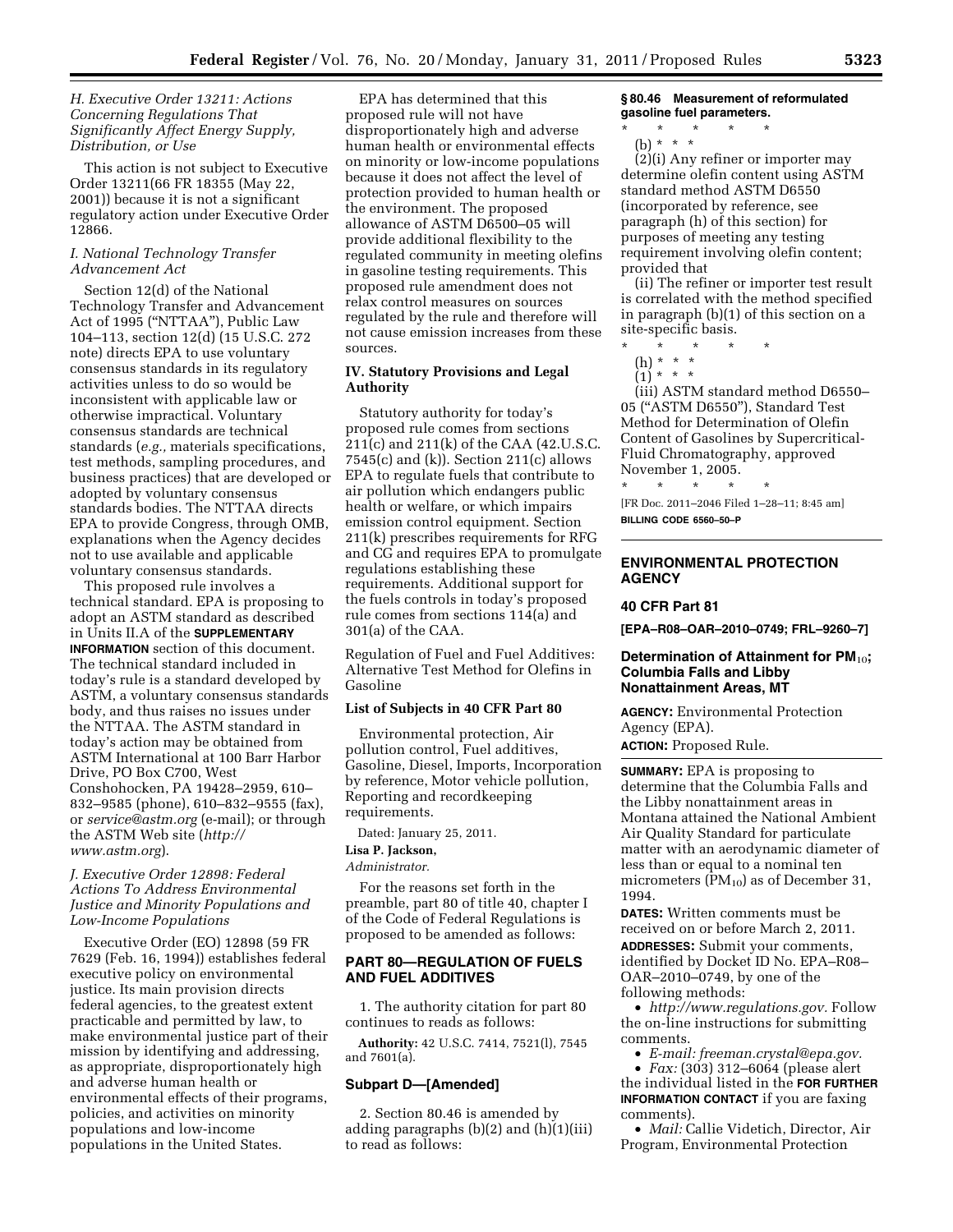### H. Executive Order 13211: Actions Concerning Regulations That Significantly Affect Energy Supply, Distribution, or Use

This action is not subject to Executive Order 13211(66 FR 18355 (May 22, 2001)) because it is not a significant regulatory action under Executive Order 12866.

### I. National Technology Transfer Advancement Act

Section 12(d) of the National Technology Transfer and Advancement Act of 1995 ("NTTAA"), Public Law 104–113, section 12(d) (15 U.S.C. 272 note) directs EPA to use voluntary consensus standards in its regulatory activities unless to do so would be inconsistent with applicable law or otherwise impractical. Voluntary consensus standards are technical standards (*e.g.,* materials specifications, test methods, sampling procedures, and business practices) that are developed or adopted by voluntary consensus standards bodies. The NTTAA directs EPA to provide Congress, through OMB, explanations when the Agency decides not to use available and applicable voluntary consensus standards.

This proposed rule involves a technical standard. EPA is proposing to adopt an ASTM standard as described in Units II.A of the **SUPPLEMENTARY INFORMATION** section of this document. The technical standard included in today's rule is a standard developed by ASTM, a voluntary consensus standards body, and thus raises no issues under the NTTAA. The ASTM standard in today's action may be obtained from ASTM International at 100 Barr Harbor Drive, PO Box C700, West Conshohocken, PA 19428–2959, 610–832–9585 (phone), 610–832–9555 (fax), or *service@astm.org* (e-mail); or through the ASTM Web site (*http://www.astm.org*).

### J. Executive Order 12898: Federal Actions To Address Environmental Justice and Minority Populations and Low-Income Populations

Executive Order (EO) 12898 (59 FR 7629 (Feb. 16, 1994)) establishes federal executive policy on environmental justice. Its main provision directs federal agencies, to the greatest extent practicable and permitted by law, to make environmental justice part of their mission by identifying and addressing, as appropriate, disproportionately high and adverse human health or environmental effects of their programs, policies, and activities on minority populations and low-income populations in the United States.

EPA has determined that this proposed rule will not have disproportionately high and adverse human health or environmental effects on minority or low-income populations because it does not affect the level of protection provided to human health or the environment. The proposed allowance of ASTM D6500–05 will provide additional flexibility to the regulated community in meeting olefins in gasoline testing requirements. This proposed rule amendment does not relax control measures on sources regulated by the rule and therefore will not cause emission increases from these sources.

## IV. Statutory Provisions and Legal Authority

Statutory authority for today's proposed rule comes from sections 211(c) and 211(k) of the CAA (42.U.S.C. 7545(c) and (k)). Section 211(c) allows EPA to regulate fuels that contribute to air pollution which endangers public health or welfare, or which impairs emission control equipment. Section 211(k) prescribes requirements for RFG and CG and requires EPA to promulgate regulations establishing these requirements. Additional support for the fuels controls in today's proposed rule comes from sections 114(a) and 301(a) of the CAA.

Regulation of Fuel and Fuel Additives: Alternative Test Method for Olefins in Gasoline

### List of Subjects in 40 CFR Part 80

Environmental protection, Air pollution control, Fuel additives, Gasoline, Diesel, Imports, Incorporation by reference, Motor vehicle pollution, Reporting and recordkeeping requirements.

Dated: January 25, 2011.

**Lisa P. Jackson,**

*Administrator.*

For the reasons set forth in the preamble, part 80 of title 40, chapter I of the Code of Federal Regulations is proposed to be amended as follows:

## PART 80—REGULATION OF FUELS AND FUEL ADDITIVES

1. The authority citation for part 80 continues to reads as follows:

**Authority:** 42 U.S.C. 7414, 7521(l), 7545 and 7601(a).

### Subpart D—[Amended]

2. Section 80.46 is amended by adding paragraphs (b)(2) and (h)(1)(iii) to read as follows:

#### § 80.46 Measurement of reformulated gasoline fuel parameters.

\* \* \* \* \*

(b) \* \* \*

(2)(i) Any refiner or importer may determine olefin content using ASTM standard method ASTM D6550 (incorporated by reference, see paragraph (h) of this section) for purposes of meeting any testing requirement involving olefin content; provided that

(ii) The refiner or importer test result is correlated with the method specified in paragraph (b)(1) of this section on a site-specific basis.

\* \* \* \* \*

(h) \* \* \*

(1) \* \* \*

(iii) ASTM standard method D6550–05 ("ASTM D6550"), Standard Test Method for Determination of Olefin Content of Gasolines by Supercritical-Fluid Chromatography, approved November 1, 2005.

\* \* \* \* \*

[FR Doc. 2011–2046 Filed 1–28–11; 8:45 am]

**BILLING CODE 6560–50–P**

---

## ENVIRONMENTAL PROTECTION AGENCY

### 40 CFR Part 81

**[EPA–R08–OAR–2010–0749; FRL–9260–7]**

### Determination of Attainment for $PM_{10}$; Columbia Falls and Libby Nonattainment Areas, MT

**AGENCY:** Environmental Protection Agency (EPA).

**ACTION:** Proposed Rule.

**SUMMARY:** EPA is proposing to determine that the Columbia Falls and the Libby nonattainment areas in Montana attained the National Ambient Air Quality Standard for particulate matter with an aerodynamic diameter of less than or equal to a nominal ten micrometers ($PM_{10}$) as of December 31, 1994.

**DATES:** Written comments must be received on or before March 2, 2011.

**ADDRESSES:** Submit your comments, identified by Docket ID No. EPA–R08–OAR–2010–0749, by one of the following methods:

- *http://www.regulations.gov.* Follow the on-line instructions for submitting comments.
- *E-mail: freeman.crystal@epa.gov.*
- *Fax:* (303) 312–6064 (please alert the individual listed in the **FOR FURTHER INFORMATION CONTACT** if you are faxing comments).
- *Mail:* Callie Videtich, Director, Air Program, Environmental Protection